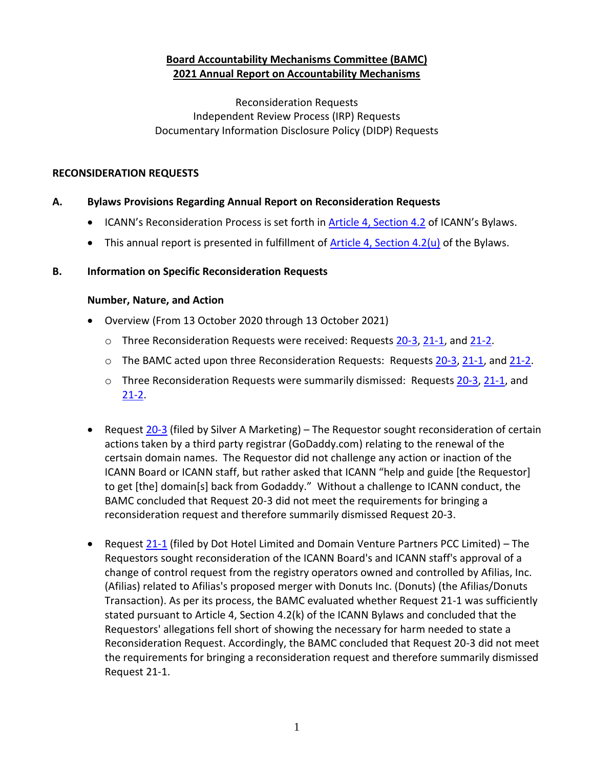**Board Accountability Mechanisms Committee (BAMC)**
**2021 Annual Report on Accountability Mechanisms**

Reconsideration Requests
Independent Review Process (IRP) Requests
Documentary Information Disclosure Policy (DIDP) Requests

## RECONSIDERATION REQUESTS

### A. Bylaws Provisions Regarding Annual Report on Reconsideration Requests

- ICANN's Reconsideration Process is set forth in Article 4, Section 4.2 of ICANN's Bylaws.
- This annual report is presented in fulfillment of Article 4, Section 4.2(u) of the Bylaws.

### B. Information on Specific Reconsideration Requests

**Number, Nature, and Action**

- Overview (From 13 October 2020 through 13 October 2021)
  - Three Reconsideration Requests were received: Requests 20-3, 21-1, and 21-2.
  - The BAMC acted upon three Reconsideration Requests: Requests 20-3, 21-1, and 21-2.
  - Three Reconsideration Requests were summarily dismissed: Requests 20-3, 21-1, and 21-2.

- Request 20-3 (filed by Silver A Marketing) – The Requestor sought reconsideration of certain actions taken by a third party registrar (GoDaddy.com) relating to the renewal of the certsain domain names. The Requestor did not challenge any action or inaction of the ICANN Board or ICANN staff, but rather asked that ICANN "help and guide [the Requestor] to get [the] domain[s] back from Godaddy." Without a challenge to ICANN conduct, the BAMC concluded that Request 20-3 did not meet the requirements for bringing a reconsideration request and therefore summarily dismissed Request 20-3.

- Request 21-1 (filed by Dot Hotel Limited and Domain Venture Partners PCC Limited) – The Requestors sought reconsideration of the ICANN Board's and ICANN staff's approval of a change of control request from the registry operators owned and controlled by Afilias, Inc. (Afilias) related to Afilias's proposed merger with Donuts Inc. (Donuts) (the Afilias/Donuts Transaction). As per its process, the BAMC evaluated whether Request 21-1 was sufficiently stated pursuant to Article 4, Section 4.2(k) of the ICANN Bylaws and concluded that the Requestors' allegations fell short of showing the necessary for harm needed to state a Reconsideration Request. Accordingly, the BAMC concluded that Request 20-3 did not meet the requirements for bringing a reconsideration request and therefore summarily dismissed Request 21-1.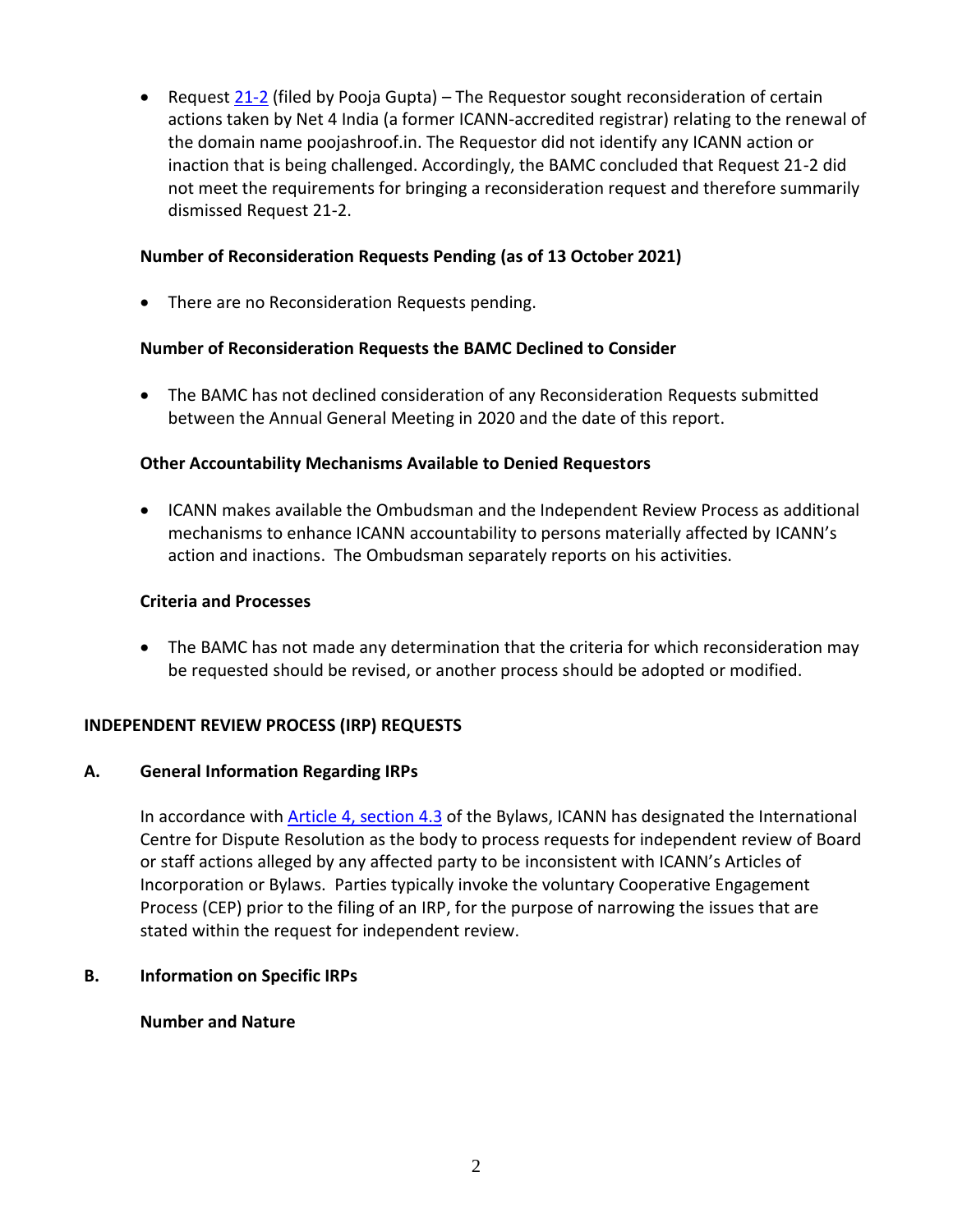- Request [21-2] (filed by Pooja Gupta) – The Requestor sought reconsideration of certain actions taken by Net 4 India (a former ICANN-accredited registrar) relating to the renewal of the domain name poojashroof.in. The Requestor did not identify any ICANN action or inaction that is being challenged. Accordingly, the BAMC concluded that Request 21-2 did not meet the requirements for bringing a reconsideration request and therefore summarily dismissed Request 21-2.

**Number of Reconsideration Requests Pending (as of 13 October 2021)**

- There are no Reconsideration Requests pending.

**Number of Reconsideration Requests the BAMC Declined to Consider**

- The BAMC has not declined consideration of any Reconsideration Requests submitted between the Annual General Meeting in 2020 and the date of this report.

**Other Accountability Mechanisms Available to Denied Requestors**

- ICANN makes available the Ombudsman and the Independent Review Process as additional mechanisms to enhance ICANN accountability to persons materially affected by ICANN's action and inactions. The Ombudsman separately reports on his activities.

**Criteria and Processes**

- The BAMC has not made any determination that the criteria for which reconsideration may be requested should be revised, or another process should be adopted or modified.

## INDEPENDENT REVIEW PROCESS (IRP) REQUESTS

### A. General Information Regarding IRPs

In accordance with Article 4, section 4.3 of the Bylaws, ICANN has designated the International Centre for Dispute Resolution as the body to process requests for independent review of Board or staff actions alleged by any affected party to be inconsistent with ICANN's Articles of Incorporation or Bylaws. Parties typically invoke the voluntary Cooperative Engagement Process (CEP) prior to the filing of an IRP, for the purpose of narrowing the issues that are stated within the request for independent review.

### B. Information on Specific IRPs

**Number and Nature**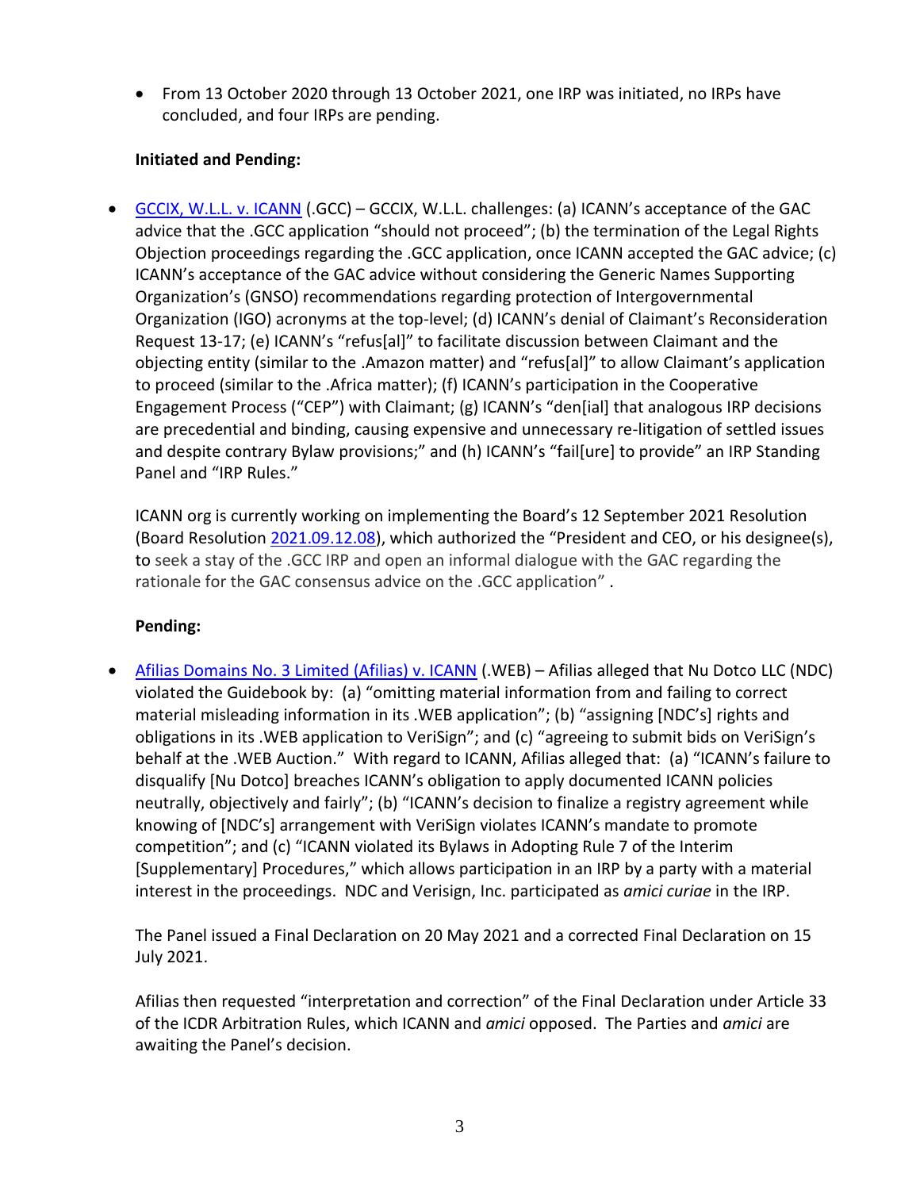- From 13 October 2020 through 13 October 2021, one IRP was initiated, no IRPs have concluded, and four IRPs are pending.

**Initiated and Pending:**

- GCCIX, W.L.L. v. ICANN (.GCC) – GCCIX, W.L.L. challenges: (a) ICANN's acceptance of the GAC advice that the .GCC application "should not proceed"; (b) the termination of the Legal Rights Objection proceedings regarding the .GCC application, once ICANN accepted the GAC advice; (c) ICANN's acceptance of the GAC advice without considering the Generic Names Supporting Organization's (GNSO) recommendations regarding protection of Intergovernmental Organization (IGO) acronyms at the top-level; (d) ICANN's denial of Claimant's Reconsideration Request 13-17; (e) ICANN's "refus[al]" to facilitate discussion between Claimant and the objecting entity (similar to the .Amazon matter) and "refus[al]" to allow Claimant's application to proceed (similar to the .Africa matter); (f) ICANN's participation in the Cooperative Engagement Process ("CEP") with Claimant; (g) ICANN's "den[ial] that analogous IRP decisions are precedential and binding, causing expensive and unnecessary re-litigation of settled issues and despite contrary Bylaw provisions;" and (h) ICANN's "fail[ure] to provide" an IRP Standing Panel and "IRP Rules."

  ICANN org is currently working on implementing the Board's 12 September 2021 Resolution (Board Resolution 2021.09.12.08), which authorized the "President and CEO, or his designee(s), to seek a stay of the .GCC IRP and open an informal dialogue with the GAC regarding the rationale for the GAC consensus advice on the .GCC application" .

**Pending:**

- Afilias Domains No. 3 Limited (Afilias) v. ICANN (.WEB) – Afilias alleged that Nu Dotco LLC (NDC) violated the Guidebook by: (a) "omitting material information from and failing to correct material misleading information in its .WEB application"; (b) "assigning [NDC's] rights and obligations in its .WEB application to VeriSign"; and (c) "agreeing to submit bids on VeriSign's behalf at the .WEB Auction." With regard to ICANN, Afilias alleged that: (a) "ICANN's failure to disqualify [Nu Dotco] breaches ICANN's obligation to apply documented ICANN policies neutrally, objectively and fairly"; (b) "ICANN's decision to finalize a registry agreement while knowing of [NDC's] arrangement with VeriSign violates ICANN's mandate to promote competition"; and (c) "ICANN violated its Bylaws in Adopting Rule 7 of the Interim [Supplementary] Procedures," which allows participation in an IRP by a party with a material interest in the proceedings. NDC and Verisign, Inc. participated as *amici curiae* in the IRP.

  The Panel issued a Final Declaration on 20 May 2021 and a corrected Final Declaration on 15 July 2021.

  Afilias then requested "interpretation and correction" of the Final Declaration under Article 33 of the ICDR Arbitration Rules, which ICANN and *amici* opposed. The Parties and *amici* are awaiting the Panel's decision.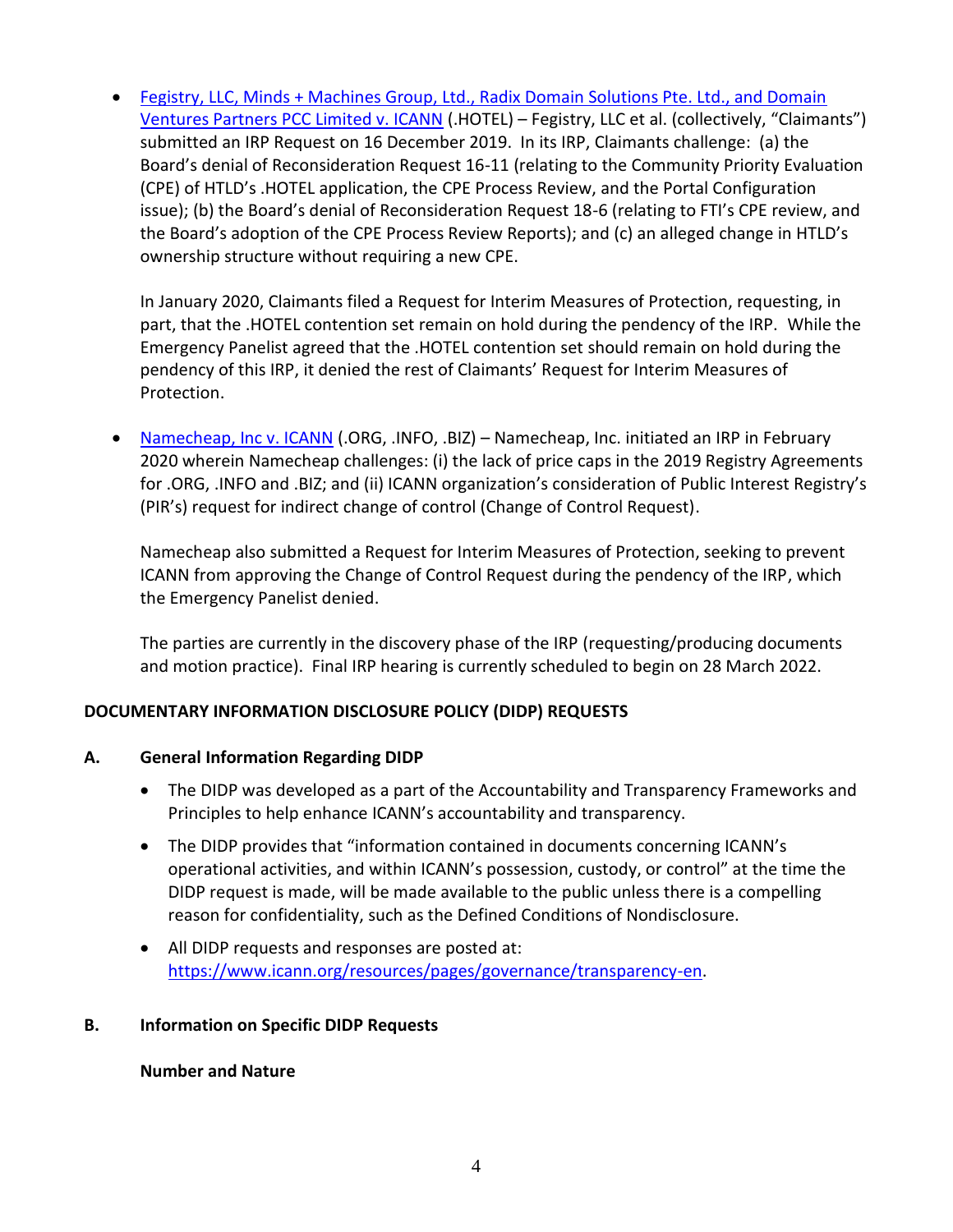- [Fegistry, LLC, Minds + Machines Group, Ltd., Radix Domain Solutions Pte. Ltd., and Domain Ventures Partners PCC Limited v. ICANN]() (.HOTEL) – Fegistry, LLC et al. (collectively, "Claimants") submitted an IRP Request on 16 December 2019. In its IRP, Claimants challenge: (a) the Board's denial of Reconsideration Request 16-11 (relating to the Community Priority Evaluation (CPE) of HTLD's .HOTEL application, the CPE Process Review, and the Portal Configuration issue); (b) the Board's denial of Reconsideration Request 18-6 (relating to FTI's CPE review, and the Board's adoption of the CPE Process Review Reports); and (c) an alleged change in HTLD's ownership structure without requiring a new CPE.

  In January 2020, Claimants filed a Request for Interim Measures of Protection, requesting, in part, that the .HOTEL contention set remain on hold during the pendency of the IRP. While the Emergency Panelist agreed that the .HOTEL contention set should remain on hold during the pendency of this IRP, it denied the rest of Claimants' Request for Interim Measures of Protection.

- [Namecheap, Inc v. ICANN]() (.ORG, .INFO, .BIZ) – Namecheap, Inc. initiated an IRP in February 2020 wherein Namecheap challenges: (i) the lack of price caps in the 2019 Registry Agreements for .ORG, .INFO and .BIZ; and (ii) ICANN organization's consideration of Public Interest Registry's (PIR's) request for indirect change of control (Change of Control Request).

  Namecheap also submitted a Request for Interim Measures of Protection, seeking to prevent ICANN from approving the Change of Control Request during the pendency of the IRP, which the Emergency Panelist denied.

  The parties are currently in the discovery phase of the IRP (requesting/producing documents and motion practice). Final IRP hearing is currently scheduled to begin on 28 March 2022.

## DOCUMENTARY INFORMATION DISCLOSURE POLICY (DIDP) REQUESTS

### A. General Information Regarding DIDP

- The DIDP was developed as a part of the Accountability and Transparency Frameworks and Principles to help enhance ICANN's accountability and transparency.
- The DIDP provides that "information contained in documents concerning ICANN's operational activities, and within ICANN's possession, custody, or control" at the time the DIDP request is made, will be made available to the public unless there is a compelling reason for confidentiality, such as the Defined Conditions of Nondisclosure.
- All DIDP requests and responses are posted at: [https://www.icann.org/resources/pages/governance/transparency-en](https://www.icann.org/resources/pages/governance/transparency-en).

### B. Information on Specific DIDP Requests

**Number and Nature**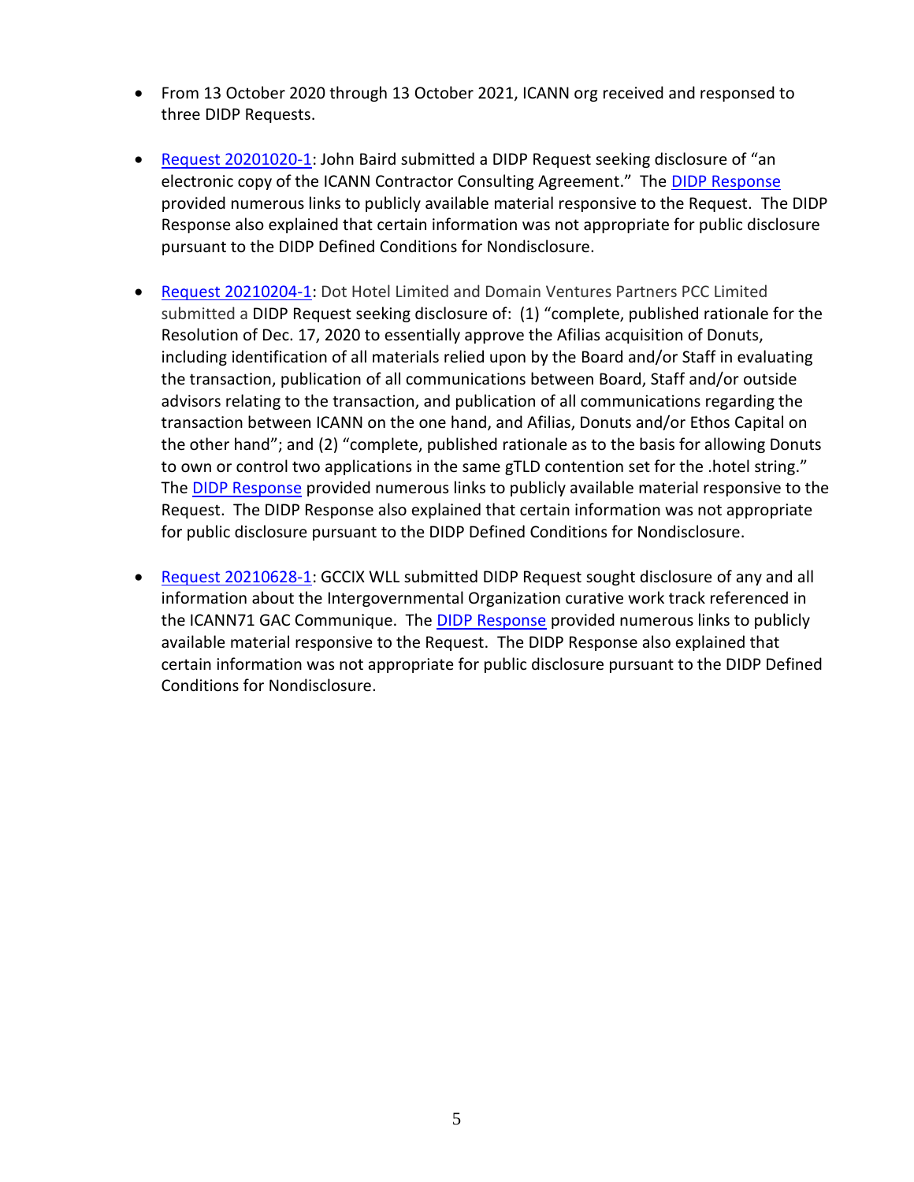- From 13 October 2020 through 13 October 2021, ICANN org received and responded to three DIDP Requests.

- Request 20201020-1: John Baird submitted a DIDP Request seeking disclosure of "an electronic copy of the ICANN Contractor Consulting Agreement." The DIDP Response provided numerous links to publicly available material responsive to the Request. The DIDP Response also explained that certain information was not appropriate for public disclosure pursuant to the DIDP Defined Conditions for Nondisclosure.

- Request 20210204-1: Dot Hotel Limited and Domain Ventures Partners PCC Limited submitted a DIDP Request seeking disclosure of: (1) "complete, published rationale for the Resolution of Dec. 17, 2020 to essentially approve the Afilias acquisition of Donuts, including identification of all materials relied upon by the Board and/or Staff in evaluating the transaction, publication of all communications between Board, Staff and/or outside advisors relating to the transaction, and publication of all communications regarding the transaction between ICANN on the one hand, and Afilias, Donuts and/or Ethos Capital on the other hand"; and (2) "complete, published rationale as to the basis for allowing Donuts to own or control two applications in the same gTLD contention set for the .hotel string." The DIDP Response provided numerous links to publicly available material responsive to the Request. The DIDP Response also explained that certain information was not appropriate for public disclosure pursuant to the DIDP Defined Conditions for Nondisclosure.

- Request 20210628-1: GCCIX WLL submitted DIDP Request sought disclosure of any and all information about the Intergovernmental Organization curative work track referenced in the ICANN71 GAC Communique. The DIDP Response provided numerous links to publicly available material responsive to the Request. The DIDP Response also explained that certain information was not appropriate for public disclosure pursuant to the DIDP Defined Conditions for Nondisclosure.